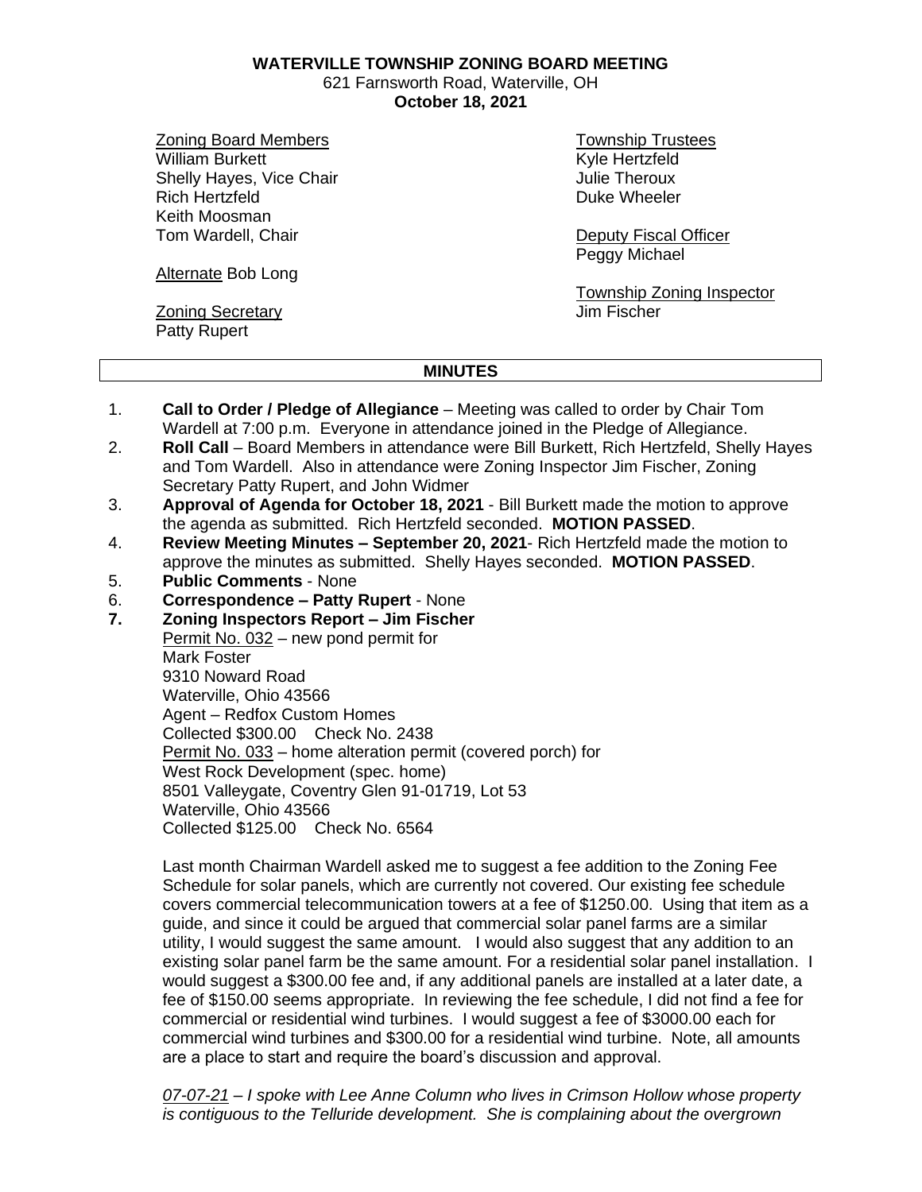**WATERVILLE TOWNSHIP ZONING BOARD MEETING**
621 Farnsworth Road, Waterville, OH
**October 18, 2021**

Zoning Board Members
William Burkett
Shelly Hayes, Vice Chair
Rich Hertzfeld
Keith Moosman
Tom Wardell, Chair

Alternate Bob Long

Zoning Secretary
Patty Rupert

Township Trustees
Kyle Hertzfeld
Julie Theroux
Duke Wheeler

Deputy Fiscal Officer
Peggy Michael

Township Zoning Inspector
Jim Fischer

## MINUTES

1. **Call to Order / Pledge of Allegiance** – Meeting was called to order by Chair Tom Wardell at 7:00 p.m. Everyone in attendance joined in the Pledge of Allegiance.
2. **Roll Call** – Board Members in attendance were Bill Burkett, Rich Hertzfeld, Shelly Hayes and Tom Wardell. Also in attendance were Zoning Inspector Jim Fischer, Zoning Secretary Patty Rupert, and John Widmer
3. **Approval of Agenda for October 18, 2021** - Bill Burkett made the motion to approve the agenda as submitted. Rich Hertzfeld seconded. **MOTION PASSED**.
4. **Review Meeting Minutes – September 20, 2021**- Rich Hertzfeld made the motion to approve the minutes as submitted. Shelly Hayes seconded. **MOTION PASSED**.
5. **Public Comments** - None
6. **Correspondence – Patty Rupert** - None
7. **Zoning Inspectors Report – Jim Fischer**

   Permit No. 032 – new pond permit for
   Mark Foster
   9310 Noward Road
   Waterville, Ohio 43566
   Agent – Redfox Custom Homes
   Collected $300.00 Check No. 2438

   Permit No. 033 – home alteration permit (covered porch) for
   West Rock Development (spec. home)
   8501 Valleygate, Coventry Glen 91-01719, Lot 53
   Waterville, Ohio 43566
   Collected $125.00 Check No. 6564

   Last month Chairman Wardell asked me to suggest a fee addition to the Zoning Fee Schedule for solar panels, which are currently not covered. Our existing fee schedule covers commercial telecommunication towers at a fee of $1250.00. Using that item as a guide, and since it could be argued that commercial solar panel farms are a similar utility, I would suggest the same amount. I would also suggest that any addition to an existing solar panel farm be the same amount. For a residential solar panel installation. I would suggest a $300.00 fee and, if any additional panels are installed at a later date, a fee of $150.00 seems appropriate. In reviewing the fee schedule, I did not find a fee for commercial or residential wind turbines. I would suggest a fee of $3000.00 each for commercial wind turbines and $300.00 for a residential wind turbine. Note, all amounts are a place to start and require the board's discussion and approval.

   *07-07-21 – I spoke with Lee Anne Column who lives in Crimson Hollow whose property is contiguous to the Telluride development. She is complaining about the overgrown*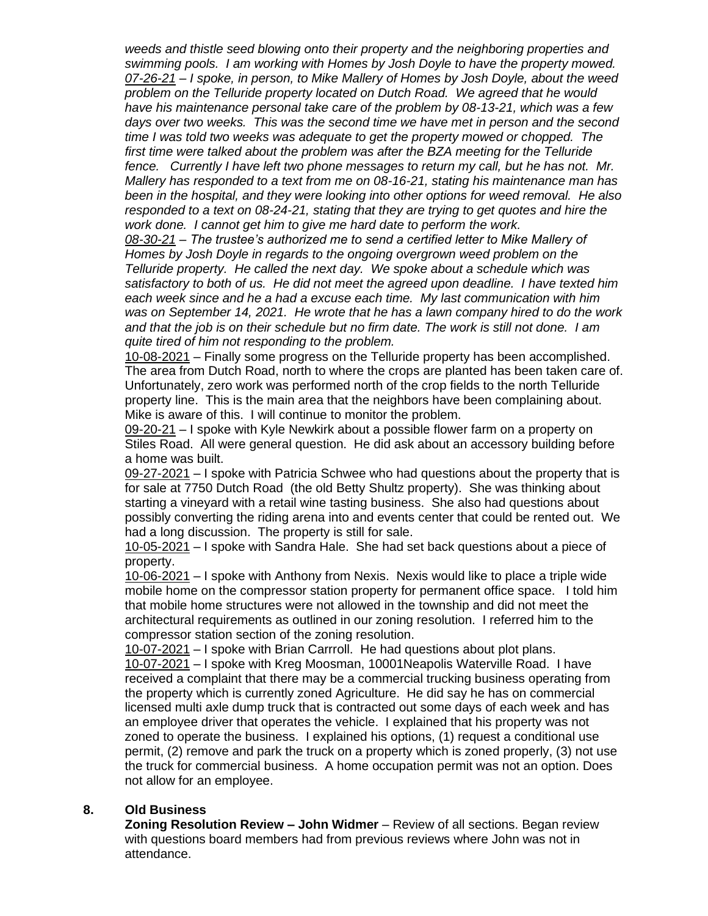*weeds and thistle seed blowing onto their property and the neighboring properties and swimming pools. I am working with Homes by Josh Doyle to have the property mowed.*
*07-26-21 – I spoke, in person, to Mike Mallery of Homes by Josh Doyle, about the weed problem on the Telluride property located on Dutch Road. We agreed that he would have his maintenance personal take care of the problem by 08-13-21, which was a few days over two weeks. This was the second time we have met in person and the second time I was told two weeks was adequate to get the property mowed or chopped. The first time were talked about the problem was after the BZA meeting for the Telluride fence. Currently I have left two phone messages to return my call, but he has not. Mr. Mallery has responded to a text from me on 08-16-21, stating his maintenance man has been in the hospital, and they were looking into other options for weed removal. He also responded to a text on 08-24-21, stating that they are trying to get quotes and hire the work done. I cannot get him to give me hard date to perform the work.*
*08-30-21 – The trustee's authorized me to send a certified letter to Mike Mallery of Homes by Josh Doyle in regards to the ongoing overgrown weed problem on the Telluride property. He called the next day. We spoke about a schedule which was satisfactory to both of us. He did not meet the agreed upon deadline. I have texted him each week since and he a had a excuse each time. My last communication with him was on September 14, 2021. He wrote that he has a lawn company hired to do the work and that the job is on their schedule but no firm date. The work is still not done. I am quite tired of him not responding to the problem.*
10-08-2021 – Finally some progress on the Telluride property has been accomplished. The area from Dutch Road, north to where the crops are planted has been taken care of. Unfortunately, zero work was performed north of the crop fields to the north Telluride property line. This is the main area that the neighbors have been complaining about. Mike is aware of this. I will continue to monitor the problem.
09-20-21 – I spoke with Kyle Newkirk about a possible flower farm on a property on Stiles Road. All were general question. He did ask about an accessory building before a home was built.
09-27-2021 – I spoke with Patricia Schwee who had questions about the property that is for sale at 7750 Dutch Road (the old Betty Shultz property). She was thinking about starting a vineyard with a retail wine tasting business. She also had questions about possibly converting the riding arena into and events center that could be rented out. We had a long discussion. The property is still for sale.
10-05-2021 – I spoke with Sandra Hale. She had set back questions about a piece of property.
10-06-2021 – I spoke with Anthony from Nexis. Nexis would like to place a triple wide mobile home on the compressor station property for permanent office space. I told him that mobile home structures were not allowed in the township and did not meet the architectural requirements as outlined in our zoning resolution. I referred him to the compressor station section of the zoning resolution.
10-07-2021 – I spoke with Brian Carrroll. He had questions about plot plans.
10-07-2021 – I spoke with Kreg Moosman, 10001Neapolis Waterville Road. I have received a complaint that there may be a commercial trucking business operating from the property which is currently zoned Agriculture. He did say he has on commercial licensed multi axle dump truck that is contracted out some days of each week and has an employee driver that operates the vehicle. I explained that his property was not zoned to operate the business. I explained his options, (1) request a conditional use permit, (2) remove and park the truck on a property which is zoned properly, (3) not use the truck for commercial business. A home occupation permit was not an option. Does not allow for an employee.

## 8. Old Business

**Zoning Resolution Review – John Widmer** – Review of all sections. Began review with questions board members had from previous reviews where John was not in attendance.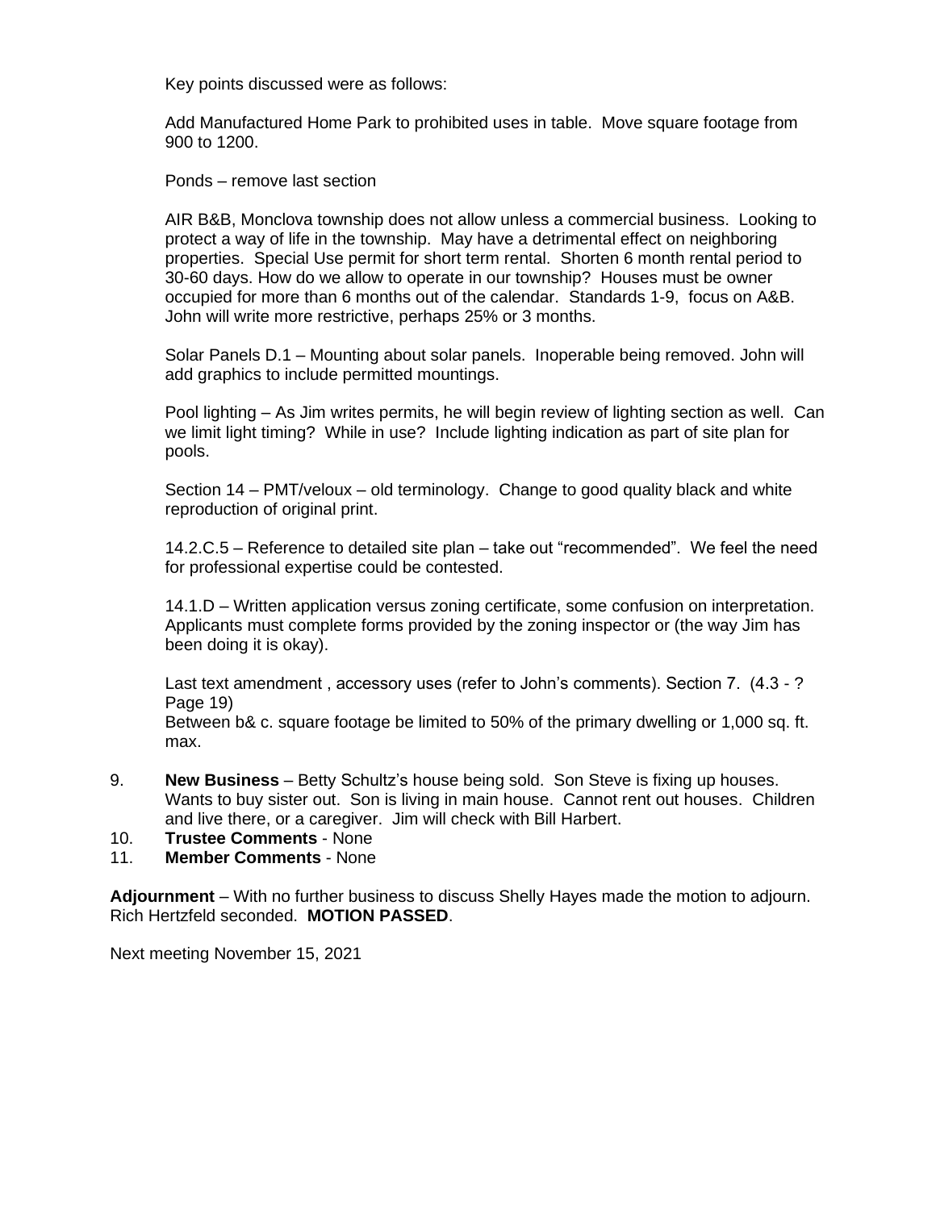Key points discussed were as follows:

Add Manufactured Home Park to prohibited uses in table. Move square footage from 900 to 1200.

Ponds – remove last section

AIR B&B, Monclova township does not allow unless a commercial business. Looking to protect a way of life in the township. May have a detrimental effect on neighboring properties. Special Use permit for short term rental. Shorten 6 month rental period to 30-60 days. How do we allow to operate in our township? Houses must be owner occupied for more than 6 months out of the calendar. Standards 1-9, focus on A&B. John will write more restrictive, perhaps 25% or 3 months.

Solar Panels D.1 – Mounting about solar panels. Inoperable being removed. John will add graphics to include permitted mountings.

Pool lighting – As Jim writes permits, he will begin review of lighting section as well. Can we limit light timing? While in use? Include lighting indication as part of site plan for pools.

Section 14 – PMT/veloux – old terminology. Change to good quality black and white reproduction of original print.

14.2.C.5 – Reference to detailed site plan – take out "recommended". We feel the need for professional expertise could be contested.

14.1.D – Written application versus zoning certificate, some confusion on interpretation. Applicants must complete forms provided by the zoning inspector or (the way Jim has been doing it is okay).

Last text amendment , accessory uses (refer to John's comments). Section 7. (4.3 - ? Page 19)
Between b& c. square footage be limited to 50% of the primary dwelling or 1,000 sq. ft. max.

9. **New Business** – Betty Schultz's house being sold. Son Steve is fixing up houses. Wants to buy sister out. Son is living in main house. Cannot rent out houses. Children and live there, or a caregiver. Jim will check with Bill Harbert.
10. **Trustee Comments** - None
11. **Member Comments** - None

**Adjournment** – With no further business to discuss Shelly Hayes made the motion to adjourn. Rich Hertzfeld seconded. **MOTION PASSED**.

Next meeting November 15, 2021